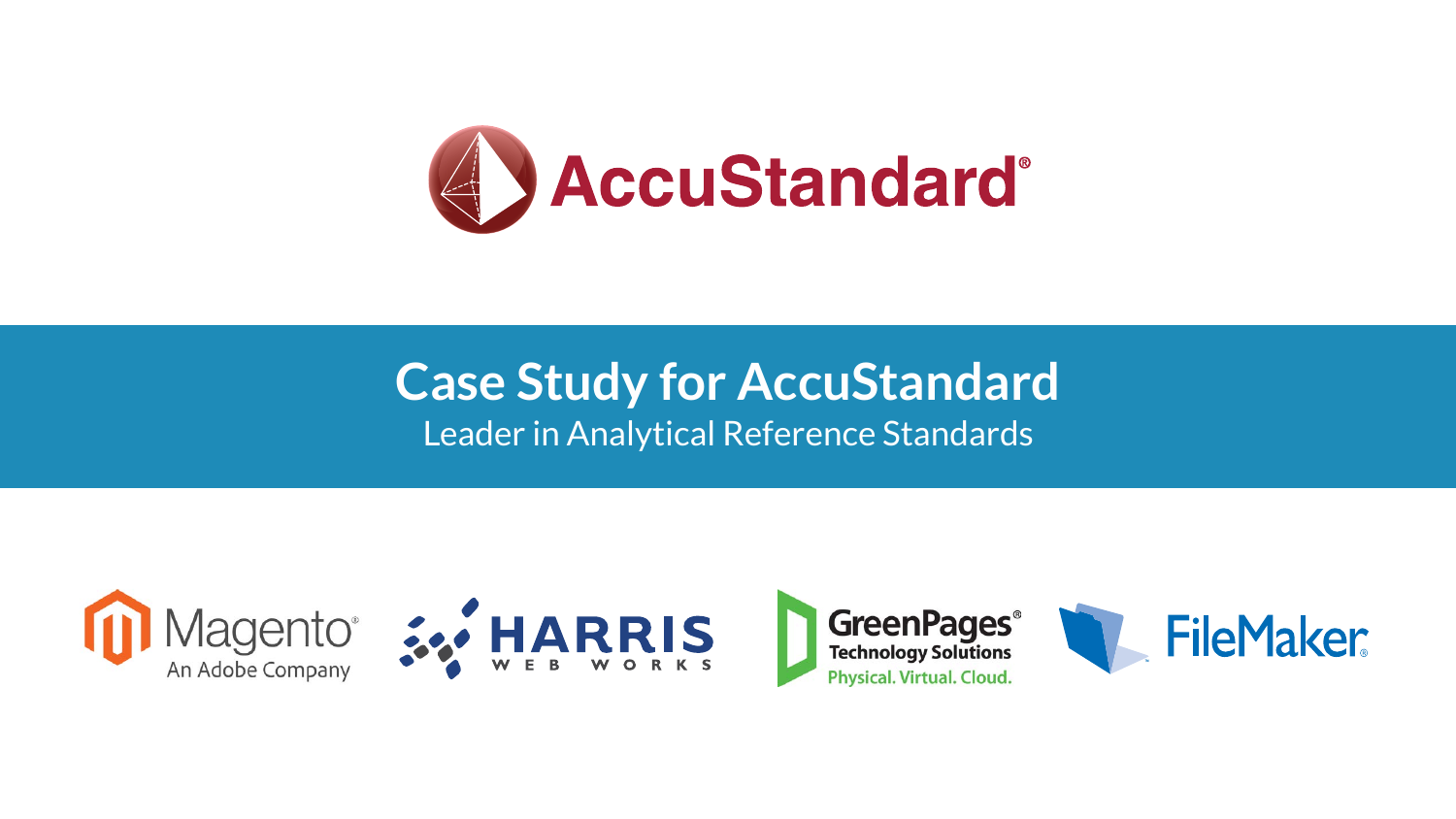AccuStandard®

# Case Study for AccuStandard

Leader in Analytical Reference Standards

Magento® An Adobe Company

HARRIS WEB WORKS

GreenPages® Technology Solutions Physical. Virtual. Cloud.

FileMaker®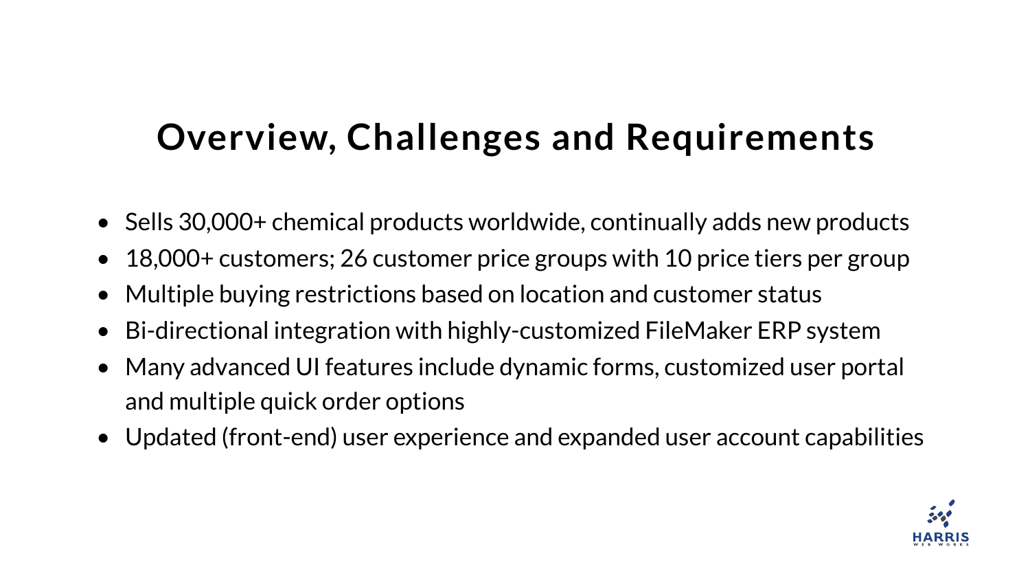# Overview, Challenges and Requirements

- Sells 30,000+ chemical products worldwide, continually adds new products
- 18,000+ customers; 26 customer price groups with 10 price tiers per group
- Multiple buying restrictions based on location and customer status
- Bi-directional integration with highly-customized FileMaker ERP system
- Many advanced UI features include dynamic forms, customized user portal and multiple quick order options
- Updated (front-end) user experience and expanded user account capabilities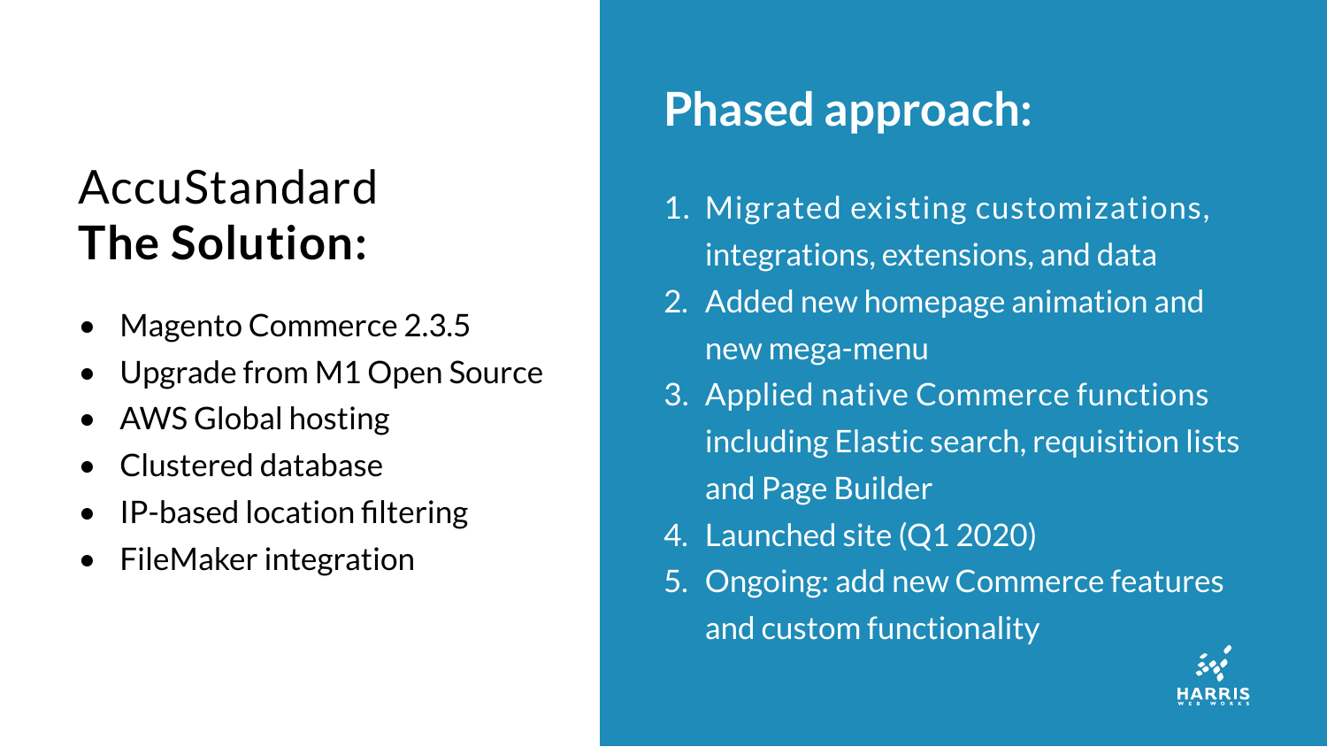# AccuStandard
# **The Solution:**

- Magento Commerce 2.3.5
- Upgrade from M1 Open Source
- AWS Global hosting
- Clustered database
- IP-based location filtering
- FileMaker integration

## **Phased approach:**

1. Migrated existing customizations, integrations, extensions, and data
2. Added new homepage animation and new mega-menu
3. Applied native Commerce functions including Elastic search, requisition lists and Page Builder
4. Launched site (Q1 2020)
5. Ongoing: add new Commerce features and custom functionality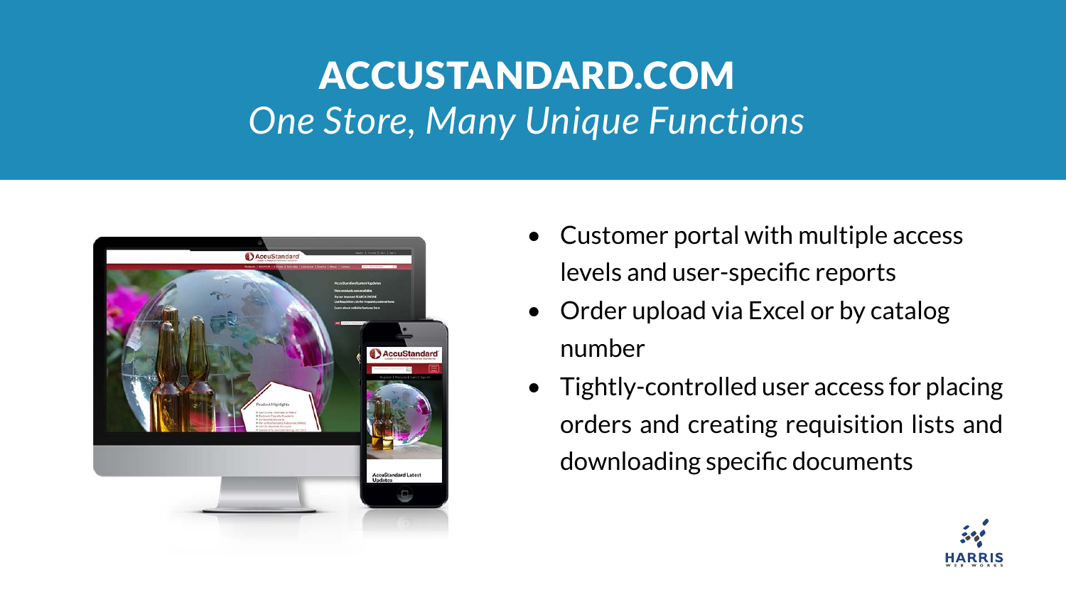# ACCUSTANDARD.COM

*One Store, Many Unique Functions*

- Customer portal with multiple access levels and user-specific reports
- Order upload via Excel or by catalog number
- Tightly-controlled user access for placing orders and creating requisition lists and downloading specific documents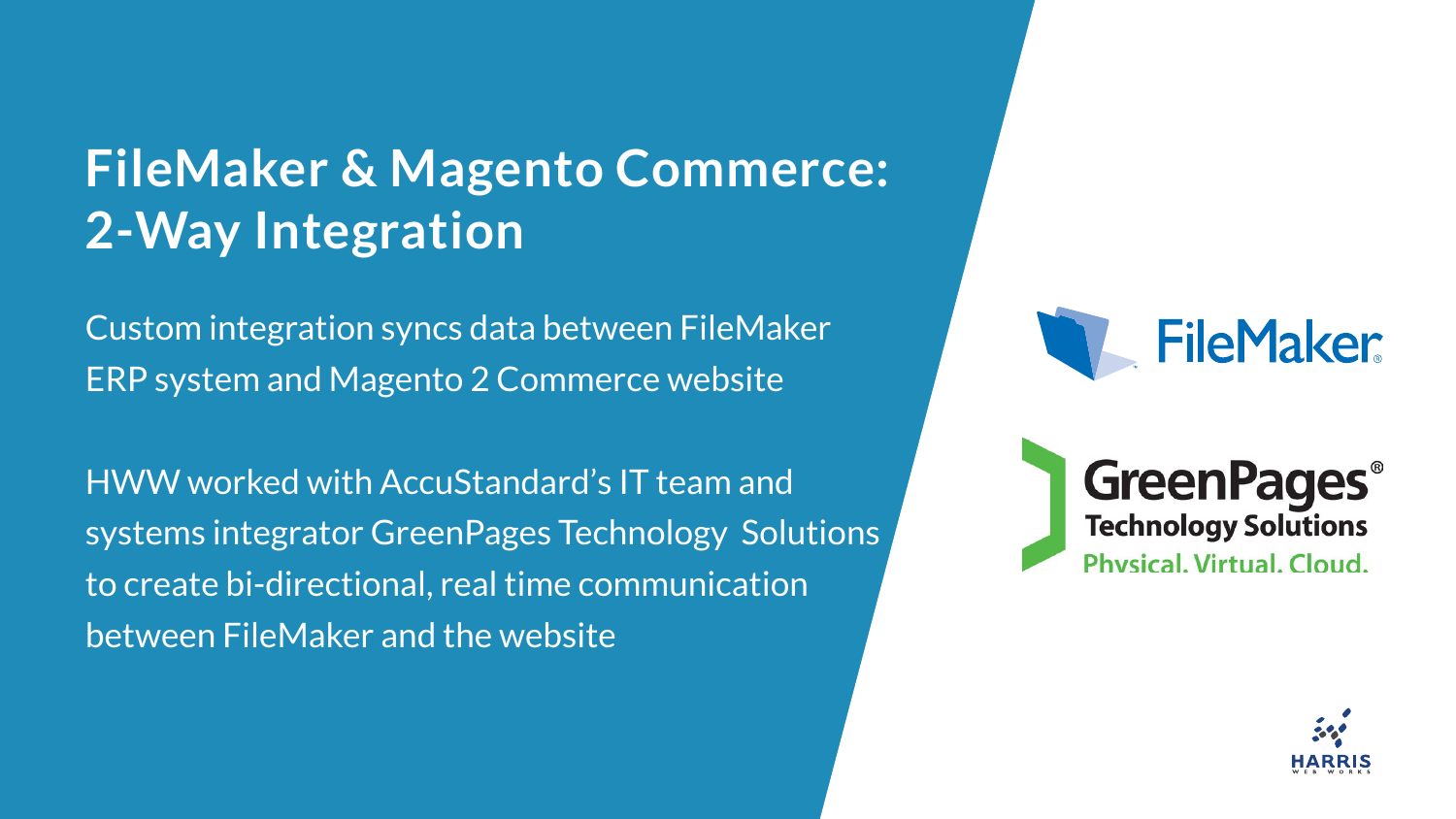# FileMaker & Magento Commerce: 2-Way Integration

Custom integration syncs data between FileMaker ERP system and Magento 2 Commerce website

HWW worked with AccuStandard's IT team and systems integrator GreenPages Technology Solutions to create bi-directional, real time communication between FileMaker and the website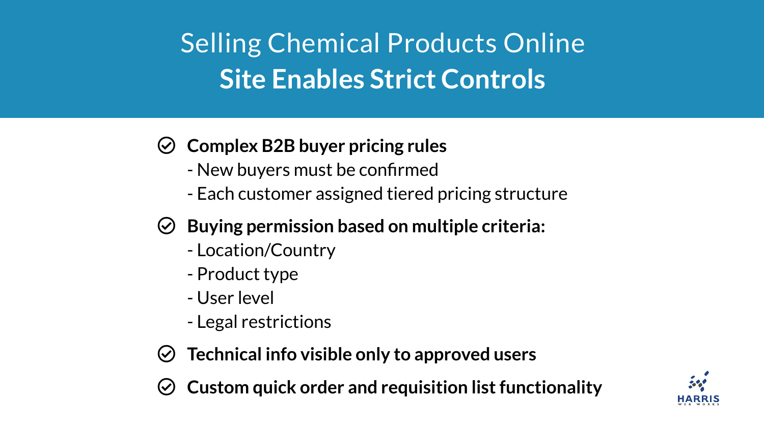# Selling Chemical Products Online
## **Site Enables Strict Controls**

- **Complex B2B buyer pricing rules**
  - New buyers must be confirmed
  - Each customer assigned tiered pricing structure
- **Buying permission based on multiple criteria:**
  - Location/Country
  - Product type
  - User level
  - Legal restrictions
- **Technical info visible only to approved users**
- **Custom quick order and requisition list functionality**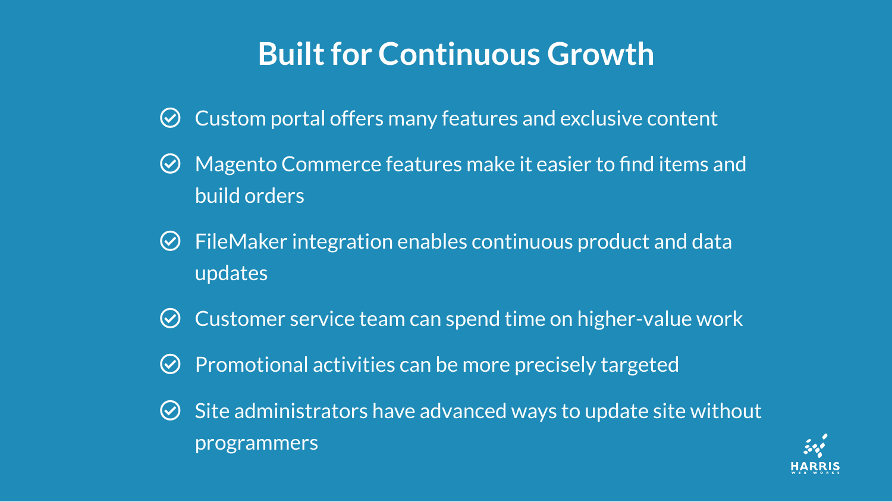# Built for Continuous Growth

- Custom portal offers many features and exclusive content
- Magento Commerce features make it easier to find items and build orders
- FileMaker integration enables continuous product and data updates
- Customer service team can spend time on higher-value work
- Promotional activities can be more precisely targeted
- Site administrators have advanced ways to update site without programmers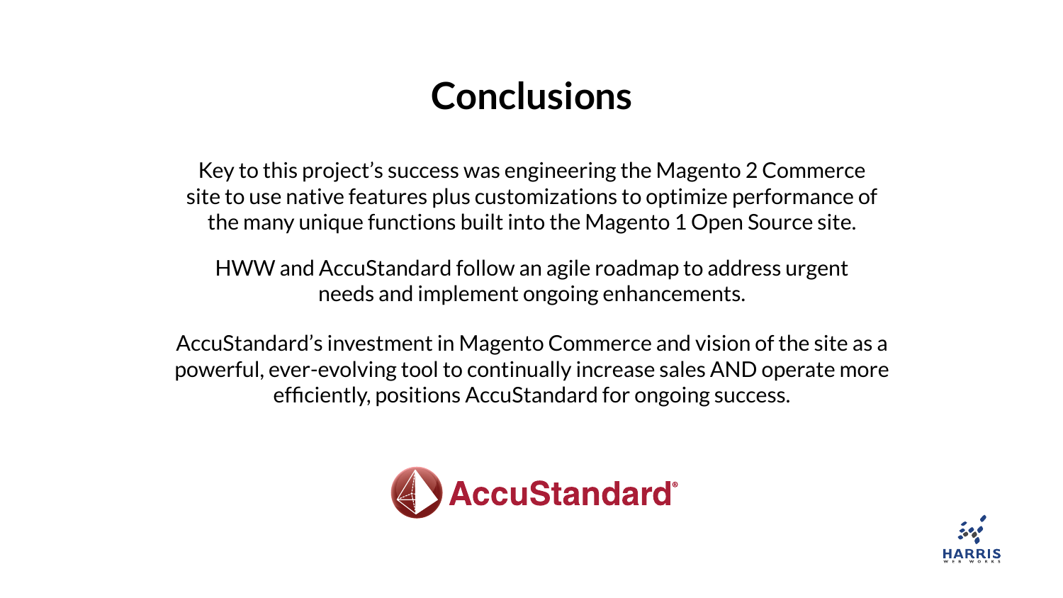# Conclusions

Key to this project's success was engineering the Magento 2 Commerce site to use native features plus customizations to optimize performance of the many unique functions built into the Magento 1 Open Source site.

HWW and AccuStandard follow an agile roadmap to address urgent needs and implement ongoing enhancements.

AccuStandard's investment in Magento Commerce and vision of the site as a powerful, ever-evolving tool to continually increase sales AND operate more efficiently, positions AccuStandard for ongoing success.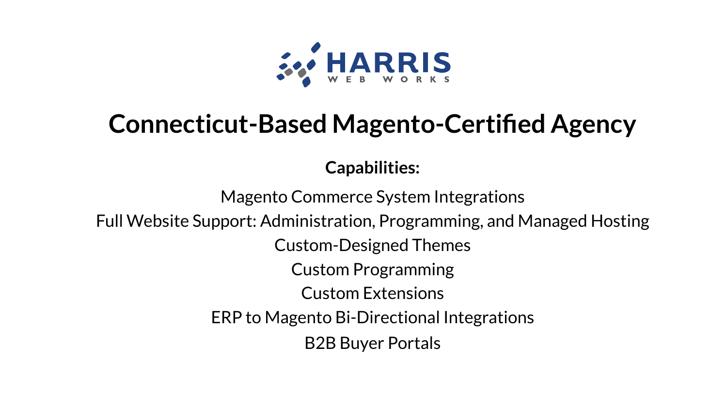HARRIS

WEB WORKS

# Connecticut-Based Magento-Certified Agency

**Capabilities:**

Magento Commerce System Integrations

Full Website Support: Administration, Programming, and Managed Hosting

Custom-Designed Themes

Custom Programming

Custom Extensions

ERP to Magento Bi-Directional Integrations

B2B Buyer Portals